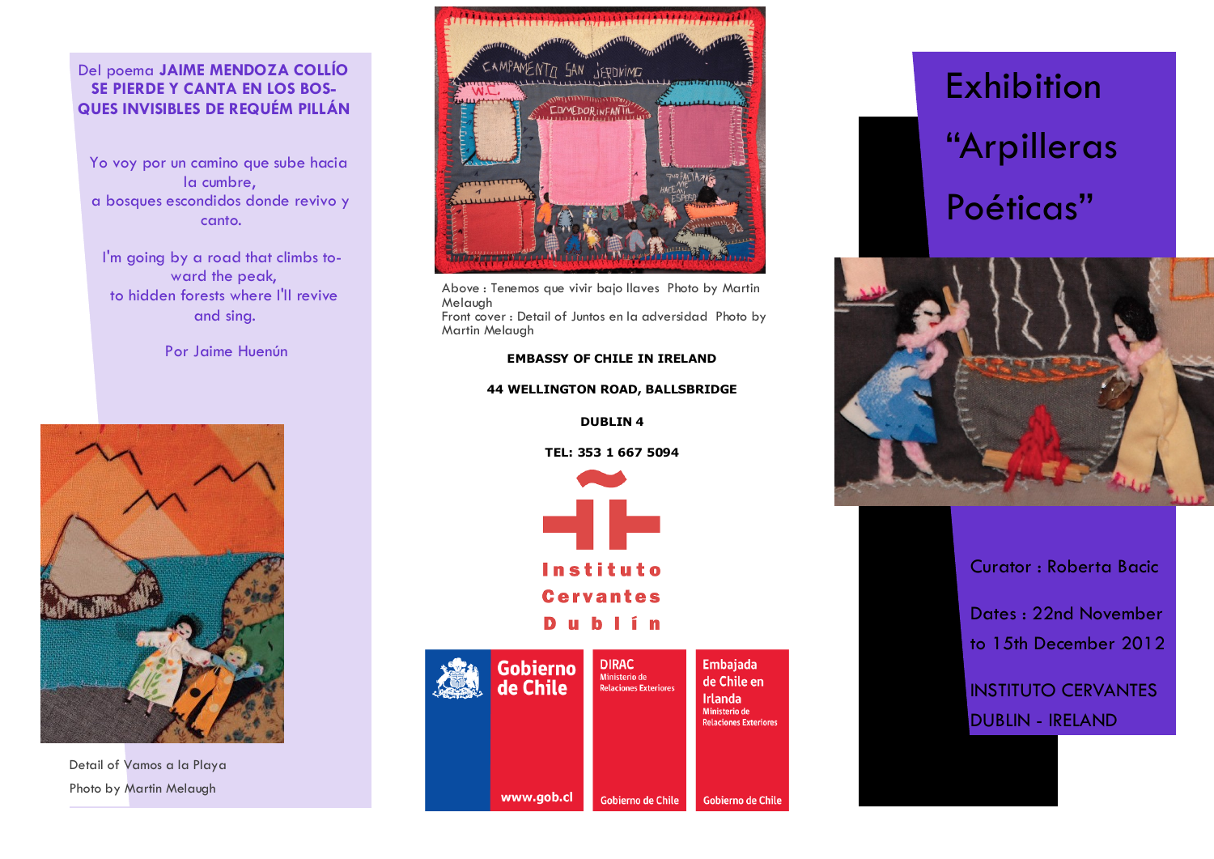Del poema **JAIME MENDOZA COLLÍO SE PIERDE Y CANTA EN LOS BOSQUES INVISIBLES DE REQUÉM PILLÁN**

Yo voy por un camino que sube hacia la cumbre,
a bosques escondidos donde revivo y canto.

I'm going by a road that climbs toward the peak,
to hidden forests where I'll revive and sing.

Por Jaime Huenún

Detail of Vamos a la Playa
Photo by Martin Melaugh

Above : Tenemos que vivir bajo llaves Photo by Martin Melaugh
Front cover : Detail of Juntos en la adversidad Photo by Martin Melaugh

**EMBASSY OF CHILE IN IRELAND**

**44 WELLINGTON ROAD, BALLSBRIDGE**

**DUBLIN 4**

**TEL: 353 1 667 5094**

Instituto Cervantes Dublín

Gobierno de Chile
www.gob.cl

DIRAC
Ministerio de Relaciones Exteriores
Gobierno de Chile

Embajada de Chile en Irlanda
Ministerio de Relaciones Exteriores
Gobierno de Chile

# Exhibition “Arpilleras Poéticas”

Curator : Roberta Bacic

Dates : 22nd November to 15th December 2012

INSTITUTO CERVANTES DUBLIN - IRELAND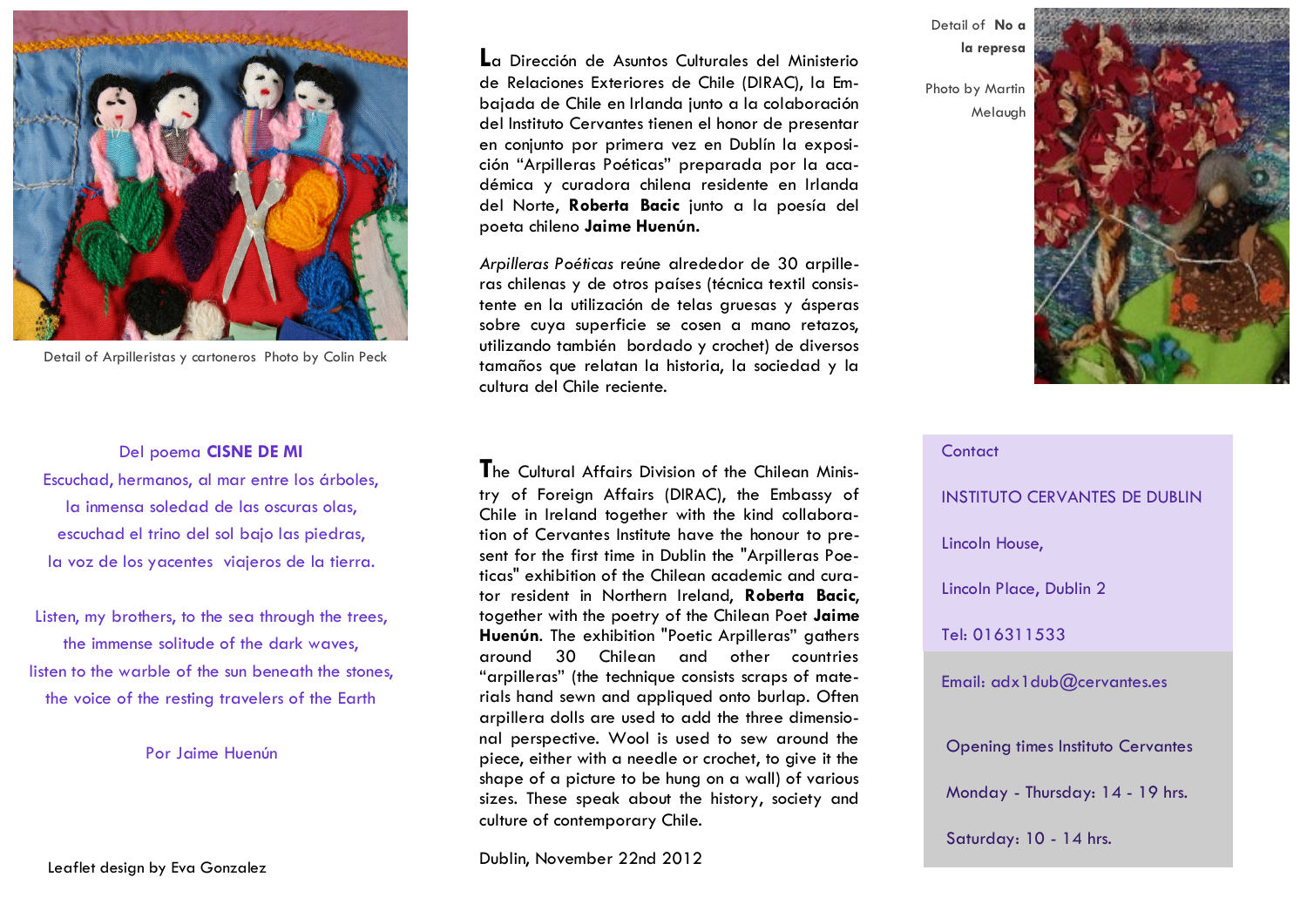Detail of Arpilleristas y cartoneros Photo by Colin Peck

La Dirección de Asuntos Culturales del Ministerio de Relaciones Exteriores de Chile (DIRAC), la Embajada de Chile en Irlanda junto a la colaboración del Instituto Cervantes tienen el honor de presentar en conjunto por primera vez en Dublín la exposición "Arpilleras Poéticas" preparada por la académica y curadora chilena residente en Irlanda del Norte, **Roberta Bacic** junto a la poesía del poeta chileno **Jaime Huenún.**

*Arpilleras Poéticas* reúne alrededor de 30 arpilleras chilenas y de otros países (técnica textil consistente en la utilización de telas gruesas y ásperas sobre cuya superficie se cosen a mano retazos, utilizando también bordado y crochet) de diversos tamaños que relatan la historia, la sociedad y la cultura del Chile reciente.

Detail of **No a la represa**

Photo by Martin Melaugh

Del poema **CISNE DE MI**

Escuchad, hermanos, al mar entre los árboles,
la inmensa soledad de las oscuras olas,
escuchad el trino del sol bajo las piedras,
la voz de los yacentes viajeros de la tierra.

Listen, my brothers, to the sea through the trees,
the immense solitude of the dark waves,
listen to the warble of the sun beneath the stones,
the voice of the resting travelers of the Earth

Por Jaime Huenún

The Cultural Affairs Division of the Chilean Ministry of Foreign Affairs (DIRAC), the Embassy of Chile in Ireland together with the kind collaboration of Cervantes Institute have the honour to present for the first time in Dublin the "Arpilleras Poeticas" exhibition of the Chilean academic and curator resident in Northern Ireland, **Roberta Bacic**, together with the poetry of the Chilean Poet **Jaime Huenún**. The exhibition "Poetic Arpilleras" gathers around 30 Chilean and other countries "arpilleras" (the technique consists scraps of materials hand sewn and appliqued onto burlap. Often arpillera dolls are used to add the three dimensional perspective. Wool is used to sew around the piece, either with a needle or crochet, to give it the shape of a picture to be hung on a wall) of various sizes. These speak about the history, society and culture of contemporary Chile.

Dublin, November 22nd 2012

Contact

INSTITUTO CERVANTES DE DUBLIN

Lincoln House,

Lincoln Place, Dublin 2

Tel: 016311533

Email: adx1dub@cervantes.es

Opening times Instituto Cervantes

Monday - Thursday: 14 - 19 hrs.

Saturday: 10 - 14 hrs.

Leaflet design by Eva Gonzalez